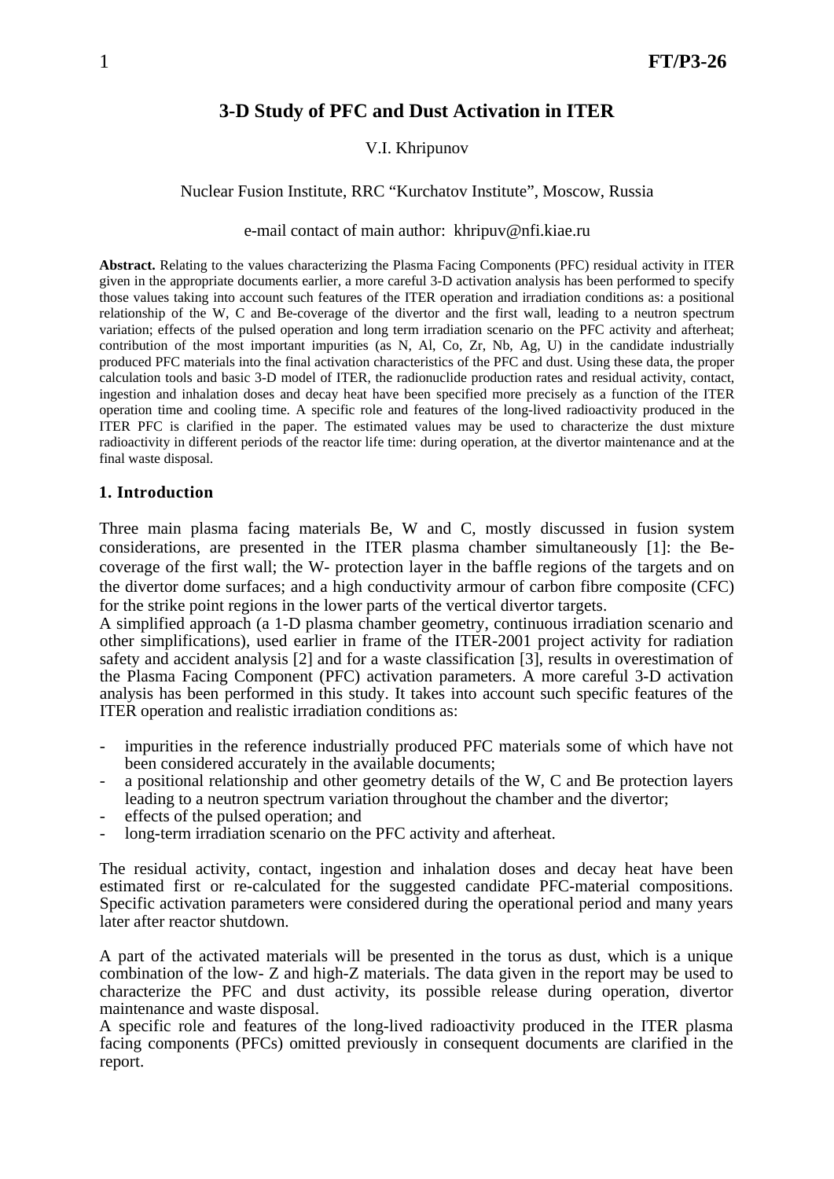# 3-D Study of PFC and Dust Activation in ITER

V.I. Khripunov

Nuclear Fusion Institute, RRC "Kurchatov Institute", Moscow, Russia

e-mail contact of main author: khripuv@nfi.kiae.ru

**Abstract.** Relating to the values characterizing the Plasma Facing Components (PFC) residual activity in ITER given in the appropriate documents earlier, a more careful 3-D activation analysis has been performed to specify those values taking into account such features of the ITER operation and irradiation conditions as: a positional relationship of the W, C and Be-coverage of the divertor and the first wall, leading to a neutron spectrum variation; effects of the pulsed operation and long term irradiation scenario on the PFC activity and afterheat; contribution of the most important impurities (as N, Al, Co, Zr, Nb, Ag, U) in the candidate industrially produced PFC materials into the final activation characteristics of the PFC and dust. Using these data, the proper calculation tools and basic 3-D model of ITER, the radionuclide production rates and residual activity, contact, ingestion and inhalation doses and decay heat have been specified more precisely as a function of the ITER operation time and cooling time. A specific role and features of the long-lived radioactivity produced in the ITER PFC is clarified in the paper. The estimated values may be used to characterize the dust mixture radioactivity in different periods of the reactor life time: during operation, at the divertor maintenance and at the final waste disposal.

## 1. Introduction

Three main plasma facing materials Be, W and C, mostly discussed in fusion system considerations, are presented in the ITER plasma chamber simultaneously [1]: the Be-coverage of the first wall; the W- protection layer in the baffle regions of the targets and on the divertor dome surfaces; and a high conductivity armour of carbon fibre composite (CFC) for the strike point regions in the lower parts of the vertical divertor targets.

A simplified approach (a 1-D plasma chamber geometry, continuous irradiation scenario and other simplifications), used earlier in frame of the ITER-2001 project activity for radiation safety and accident analysis [2] and for a waste classification [3], results in overestimation of the Plasma Facing Component (PFC) activation parameters. A more careful 3-D activation analysis has been performed in this study. It takes into account such specific features of the ITER operation and realistic irradiation conditions as:

- impurities in the reference industrially produced PFC materials some of which have not been considered accurately in the available documents;
- a positional relationship and other geometry details of the W, C and Be protection layers leading to a neutron spectrum variation throughout the chamber and the divertor;
- effects of the pulsed operation; and
- long-term irradiation scenario on the PFC activity and afterheat.

The residual activity, contact, ingestion and inhalation doses and decay heat have been estimated first or re-calculated for the suggested candidate PFC-material compositions. Specific activation parameters were considered during the operational period and many years later after reactor shutdown.

A part of the activated materials will be presented in the torus as dust, which is a unique combination of the low- Z and high-Z materials. The data given in the report may be used to characterize the PFC and dust activity, its possible release during operation, divertor maintenance and waste disposal.

A specific role and features of the long-lived radioactivity produced in the ITER plasma facing components (PFCs) omitted previously in consequent documents are clarified in the report.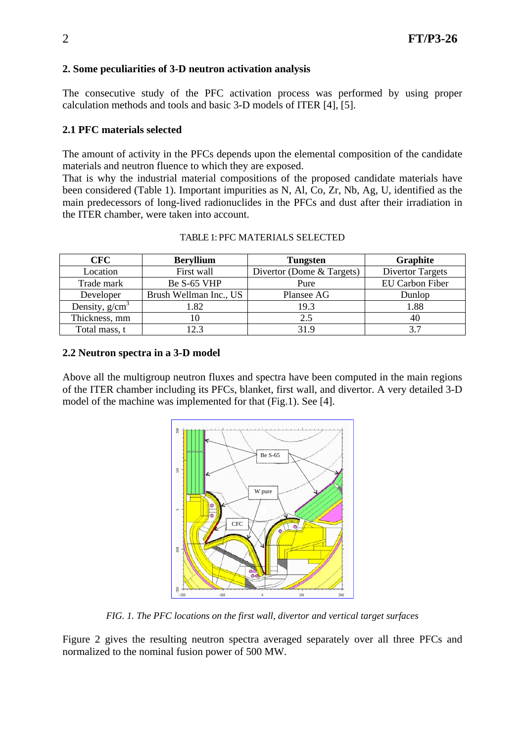## 2. Some peculiarities of 3-D neutron activation analysis

The consecutive study of the PFC activation process was performed by using proper calculation methods and tools and basic 3-D models of ITER [4], [5].

### 2.1 PFC materials selected

The amount of activity in the PFCs depends upon the elemental composition of the candidate materials and neutron fluence to which they are exposed.
That is why the industrial material compositions of the proposed candidate materials have been considered (Table 1). Important impurities as N, Al, Co, Zr, Nb, Ag, U, identified as the main predecessors of long-lived radionuclides in the PFCs and dust after their irradiation in the ITER chamber, were taken into account.

TABLE 1: PFC MATERIALS SELECTED

| CFC | Beryllium | Tungsten | Graphite |
|---|---|---|---|
| Location | First wall | Divertor (Dome & Targets) | Divertor Targets |
| Trade mark | Be S-65 VHP | Pure | EU Carbon Fiber |
| Developer | Brush Wellman Inc., US | Plansee AG | Dunlop |
| Density, $g/cm^3$ | 1.82 | 19.3 | 1.88 |
| Thickness, mm | 10 | 2.5 | 40 |
| Total mass, t | 12.3 | 31.9 | 3.7 |

### 2.2 Neutron spectra in a 3-D model

Above all the multigroup neutron fluxes and spectra have been computed in the main regions of the ITER chamber including its PFCs, blanket, first wall, and divertor. A very detailed 3-D model of the machine was implemented for that (Fig.1). See [4].

*FIG. 1. The PFC locations on the first wall, divertor and vertical target surfaces*

Figure 2 gives the resulting neutron spectra averaged separately over all three PFCs and normalized to the nominal fusion power of 500 MW.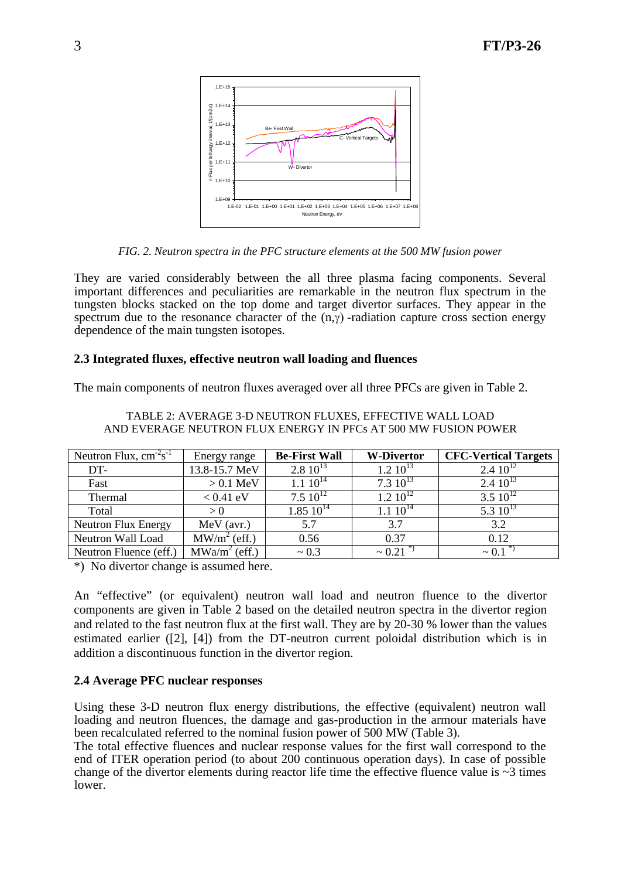*FIG. 2. Neutron spectra in the PFC structure elements at the 500 MW fusion power*

They are varied considerably between the all three plasma facing components. Several important differences and peculiarities are remarkable in the neutron flux spectrum in the tungsten blocks stacked on the top dome and target divertor surfaces. They appear in the spectrum due to the resonance character of the (n,γ) -radiation capture cross section energy dependence of the main tungsten isotopes.

### 2.3 Integrated fluxes, effective neutron wall loading and fluences

The main components of neutron fluxes averaged over all three PFCs are given in Table 2.

TABLE 2: AVERAGE 3-D NEUTRON FLUXES, EFFECTIVE WALL LOAD AND EVERAGE NEUTRON FLUX ENERGY IN PFCs AT 500 MW FUSION POWER

| Neutron Flux, $cm^{-2}s^{-1}$ | Energy range | **Be-First Wall** | **W-Divertor** | **CFC-Vertical Targets** |
|---|---|---|---|---|
| DT- | 13.8-15.7 MeV | $2.8\ 10^{13}$ | $1.2\ 10^{13}$ | $2.4\ 10^{12}$ |
| Fast | > 0.1 MeV | $1.1\ 10^{14}$ | $7.3\ 10^{13}$ | $2.4\ 10^{13}$ |
| Thermal | < 0.41 eV | $7.5\ 10^{12}$ | $1.2\ 10^{12}$ | $3.5\ 10^{12}$ |
| Total | > 0 | $1.85\ 10^{14}$ | $1.1\ 10^{14}$ | $5.3\ 10^{13}$ |
| Neutron Flux Energy | MeV (avr.) | 5.7 | 3.7 | 3.2 |
| Neutron Wall Load | $MW/m^2$ (eff.) | 0.56 | 0.37 | 0.12 |
| Neutron Fluence (eff.) | $MWa/m^2$ (eff.) | ~ 0.3 | ~ 0.21 *) | ~ 0.1 *) |

*) No divertor change is assumed here.

An "effective" (or equivalent) neutron wall load and neutron fluence to the divertor components are given in Table 2 based on the detailed neutron spectra in the divertor region and related to the fast neutron flux at the first wall. They are by 20-30 % lower than the values estimated earlier ([2], [4]) from the DT-neutron current poloidal distribution which is in addition a discontinuous function in the divertor region.

### 2.4 Average PFC nuclear responses

Using these 3-D neutron flux energy distributions, the effective (equivalent) neutron wall loading and neutron fluences, the damage and gas-production in the armour materials have been recalculated referred to the nominal fusion power of 500 MW (Table 3).

The total effective fluences and nuclear response values for the first wall correspond to the end of ITER operation period (to about 200 continuous operation days). In case of possible change of the divertor elements during reactor life time the effective fluence value is ~3 times lower.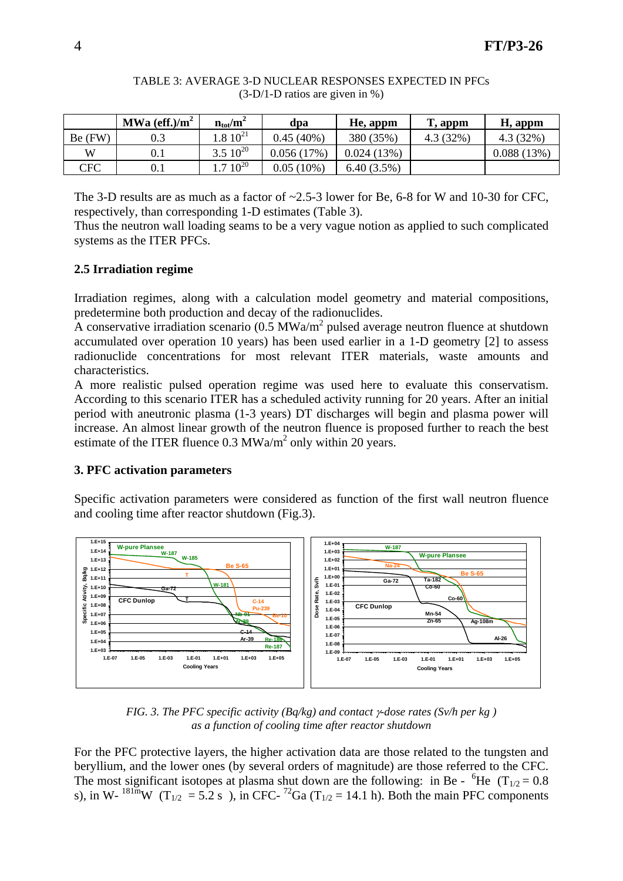TABLE 3: AVERAGE 3-D NUCLEAR RESPONSES EXPECTED IN PFCs
(3-D/1-D ratios are given in %)

| | MWa (eff.)/m$^2$ | $n_{tot}/m^2$ | dpa | He, appm | T, appm | H, appm |
|---|---|---|---|---|---|---|
| Be (FW) | 0.3 | 1.8 $10^{21}$ | 0.45 (40%) | 380 (35%) | 4.3 (32%) | 4.3 (32%) |
| W | 0.1 | 3.5 $10^{20}$ | 0.056 (17%) | 0.024 (13%) | | 0.088 (13%) |
| CFC | 0.1 | 1.7 $10^{20}$ | 0.05 (10%) | 6.40 (3.5%) | | |

The 3-D results are as much as a factor of ~2.5-3 lower for Be, 6-8 for W and 10-30 for CFC, respectively, than corresponding 1-D estimates (Table 3).
Thus the neutron wall loading seams to be a very vague notion as applied to such complicated systems as the ITER PFCs.

### 2.5 Irradiation regime

Irradiation regimes, along with a calculation model geometry and material compositions, predetermine both production and decay of the radionuclides.
A conservative irradiation scenario (0.5 MWa/m$^2$ pulsed average neutron fluence at shutdown accumulated over operation 10 years) has been used earlier in a 1-D geometry [2] to assess radionuclide concentrations for most relevant ITER materials, waste amounts and characteristics.
A more realistic pulsed operation regime was used here to evaluate this conservatism. According to this scenario ITER has a scheduled activity running for 20 years. After an initial period with aneutronic plasma (1-3 years) DT discharges will begin and plasma power will increase. An almost linear growth of the neutron fluence is proposed further to reach the best estimate of the ITER fluence 0.3 MWa/m$^2$ only within 20 years.

## 3. PFC activation parameters

Specific activation parameters were considered as function of the first wall neutron fluence and cooling time after reactor shutdown (Fig.3).

*FIG. 3. The PFC specific activity (Bq/kg) and contact $\gamma$-dose rates (Sv/h per kg ) as a function of cooling time after reactor shutdown*

For the PFC protective layers, the higher activation data are those related to the tungsten and beryllium, and the lower ones (by several orders of magnitude) are those referred to the CFC. The most significant isotopes at plasma shut down are the following: in Be - $^{6}$He ($T_{1/2}$ = 0.8 s), in W- $^{181m}$W ($T_{1/2}$ = 5.2 s ), in CFC- $^{72}$Ga ($T_{1/2}$ = 14.1 h). Both the main PFC components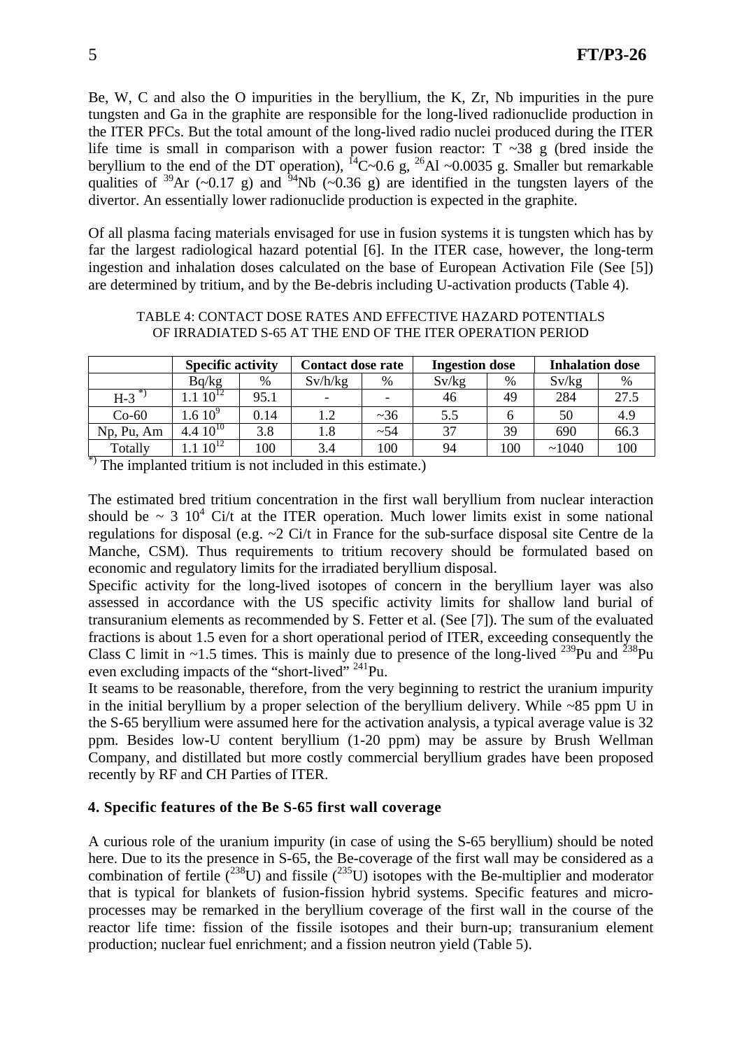Be, W, C and also the O impurities in the beryllium, the K, Zr, Nb impurities in the pure tungsten and Ga in the graphite are responsible for the long-lived radionuclide production in the ITER PFCs. But the total amount of the long-lived radio nuclei produced during the ITER life time is small in comparison with a power fusion reactor: T ~38 g (bred inside the beryllium to the end of the DT operation), $^{14}$C~0.6 g, $^{26}$Al ~0.0035 g. Smaller but remarkable qualities of $^{39}$Ar (~0.17 g) and $^{94}$Nb (~0.36 g) are identified in the tungsten layers of the divertor. An essentially lower radionuclide production is expected in the graphite.

Of all plasma facing materials envisaged for use in fusion systems it is tungsten which has by far the largest radiological hazard potential [6]. In the ITER case, however, the long-term ingestion and inhalation doses calculated on the base of European Activation File (See [5]) are determined by tritium, and by the Be-debris including U-activation products (Table 4).

TABLE 4: CONTACT DOSE RATES AND EFFECTIVE HAZARD POTENTIALS OF IRRADIATED S-65 AT THE END OF THE ITER OPERATION PERIOD

| | **Specific activity** | | **Contact dose rate** | | **Ingestion dose** | | **Inhalation dose** | |
|---|---|---|---|---|---|---|---|---|
| | Bq/kg | % | Sv/h/kg | % | Sv/kg | % | Sv/kg | % |
| H-3 *) | $1.1\ 10^{12}$ | 95.1 | - | - | 46 | 49 | 284 | 27.5 |
| Co-60 | $1.6\ 10^{9}$ | 0.14 | 1.2 | ~36 | 5.5 | 6 | 50 | 4.9 |
| Np, Pu, Am | $4.4\ 10^{10}$ | 3.8 | 1.8 | ~54 | 37 | 39 | 690 | 66.3 |
| Totally | $1.1\ 10^{12}$ | 100 | 3.4 | 100 | 94 | 100 | ~1040 | 100 |

*) The implanted tritium is not included in this estimate.)

The estimated bred tritium concentration in the first wall beryllium from nuclear interaction should be ~ 3 $10^4$ Ci/t at the ITER operation. Much lower limits exist in some national regulations for disposal (e.g. ~2 Ci/t in France for the sub-surface disposal site Centre de la Manche, CSM). Thus requirements to tritium recovery should be formulated based on economic and regulatory limits for the irradiated beryllium disposal.

Specific activity for the long-lived isotopes of concern in the beryllium layer was also assessed in accordance with the US specific activity limits for shallow land burial of transuranium elements as recommended by S. Fetter et al. (See [7]). The sum of the evaluated fractions is about 1.5 even for a short operational period of ITER, exceeding consequently the Class C limit in ~1.5 times. This is mainly due to presence of the long-lived $^{239}$Pu and $^{238}$Pu even excluding impacts of the "short-lived" $^{241}$Pu.

It seams to be reasonable, therefore, from the very beginning to restrict the uranium impurity in the initial beryllium by a proper selection of the beryllium delivery. While ~85 ppm U in the S-65 beryllium were assumed here for the activation analysis, a typical average value is 32 ppm. Besides low-U content beryllium (1-20 ppm) may be assure by Brush Wellman Company, and distillated but more costly commercial beryllium grades have been proposed recently by RF and CH Parties of ITER.

## 4. Specific features of the Be S-65 first wall coverage

A curious role of the uranium impurity (in case of using the S-65 beryllium) should be noted here. Due to its the presence in S-65, the Be-coverage of the first wall may be considered as a combination of fertile ($^{238}$U) and fissile ($^{235}$U) isotopes with the Be-multiplier and moderator that is typical for blankets of fusion-fission hybrid systems. Specific features and micro-processes may be remarked in the beryllium coverage of the first wall in the course of the reactor life time: fission of the fissile isotopes and their burn-up; transuranium element production; nuclear fuel enrichment; and a fission neutron yield (Table 5).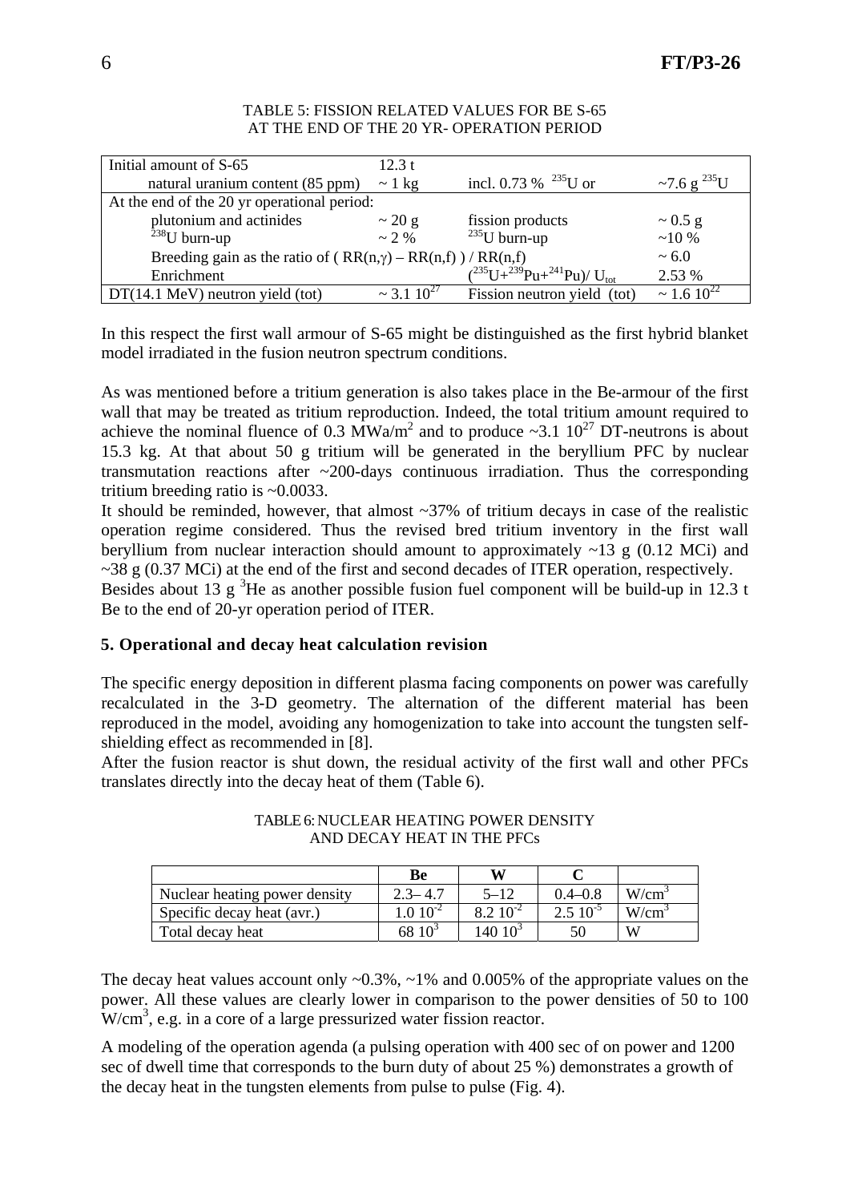TABLE 5: FISSION RELATED VALUES FOR BE S-65 AT THE END OF THE 20 YR- OPERATION PERIOD

| Initial amount of S-65 | 12.3 t | | |
|---|---|---|---|
| natural uranium content (85 ppm) | ~ 1 kg | incl. 0.73 % $^{235}$U or | ~7.6 g $^{235}$U |
| At the end of the 20 yr operational period: | | | |
| plutonium and actinides | ~ 20 g | fission products | ~ 0.5 g |
| $^{238}$U burn-up | ~ 2 % | $^{235}$U burn-up | ~10 % |
| Breeding gain as the ratio of ( RR(n,γ) – RR(n,f) ) / RR(n,f) | | | ~ 6.0 |
| Enrichment | | ($^{235}$U+$^{239}$Pu+$^{241}$Pu)/ $U_{tot}$ | 2.53 % |
| DT(14.1 MeV) neutron yield (tot) | ~ 3.1 $10^{27}$ | Fission neutron yield (tot) | ~ 1.6 $10^{22}$ |

In this respect the first wall armour of S-65 might be distinguished as the first hybrid blanket model irradiated in the fusion neutron spectrum conditions.

As was mentioned before a tritium generation is also takes place in the Be-armour of the first wall that may be treated as tritium reproduction. Indeed, the total tritium amount required to achieve the nominal fluence of 0.3 MWa/m$^2$ and to produce ~3.1 $10^{27}$ DT-neutrons is about 15.3 kg. At that about 50 g tritium will be generated in the beryllium PFC by nuclear transmutation reactions after ~200-days continuous irradiation. Thus the corresponding tritium breeding ratio is ~0.0033.

It should be reminded, however, that almost ~37% of tritium decays in case of the realistic operation regime considered. Thus the revised bred tritium inventory in the first wall beryllium from nuclear interaction should amount to approximately ~13 g (0.12 MCi) and ~38 g (0.37 MCi) at the end of the first and second decades of ITER operation, respectively.

Besides about 13 g $^3$He as another possible fusion fuel component will be build-up in 12.3 t Be to the end of 20-yr operation period of ITER.

## 5. Operational and decay heat calculation revision

The specific energy deposition in different plasma facing components on power was carefully recalculated in the 3-D geometry. The alternation of the different material has been reproduced in the model, avoiding any homogenization to take into account the tungsten self-shielding effect as recommended in [8].

After the fusion reactor is shut down, the residual activity of the first wall and other PFCs translates directly into the decay heat of them (Table 6).

TABLE 6: NUCLEAR HEATING POWER DENSITY AND DECAY HEAT IN THE PFCs

| | Be | W | C | |
|---|---|---|---|---|
| Nuclear heating power density | 2.3– 4.7 | 5–12 | 0.4–0.8 | W/cm$^3$ |
| Specific decay heat (avr.) | 1.0 $10^{-2}$ | 8.2 $10^{-2}$ | 2.5 $10^{-5}$ | W/cm$^3$ |
| Total decay heat | 68 $10^3$ | 140 $10^3$ | 50 | W |

The decay heat values account only ~0.3%, ~1% and 0.005% of the appropriate values on the power. All these values are clearly lower in comparison to the power densities of 50 to 100 W/cm$^3$, e.g. in a core of a large pressurized water fission reactor.

A modeling of the operation agenda (a pulsing operation with 400 sec of on power and 1200 sec of dwell time that corresponds to the burn duty of about 25 %) demonstrates a growth of the decay heat in the tungsten elements from pulse to pulse (Fig. 4).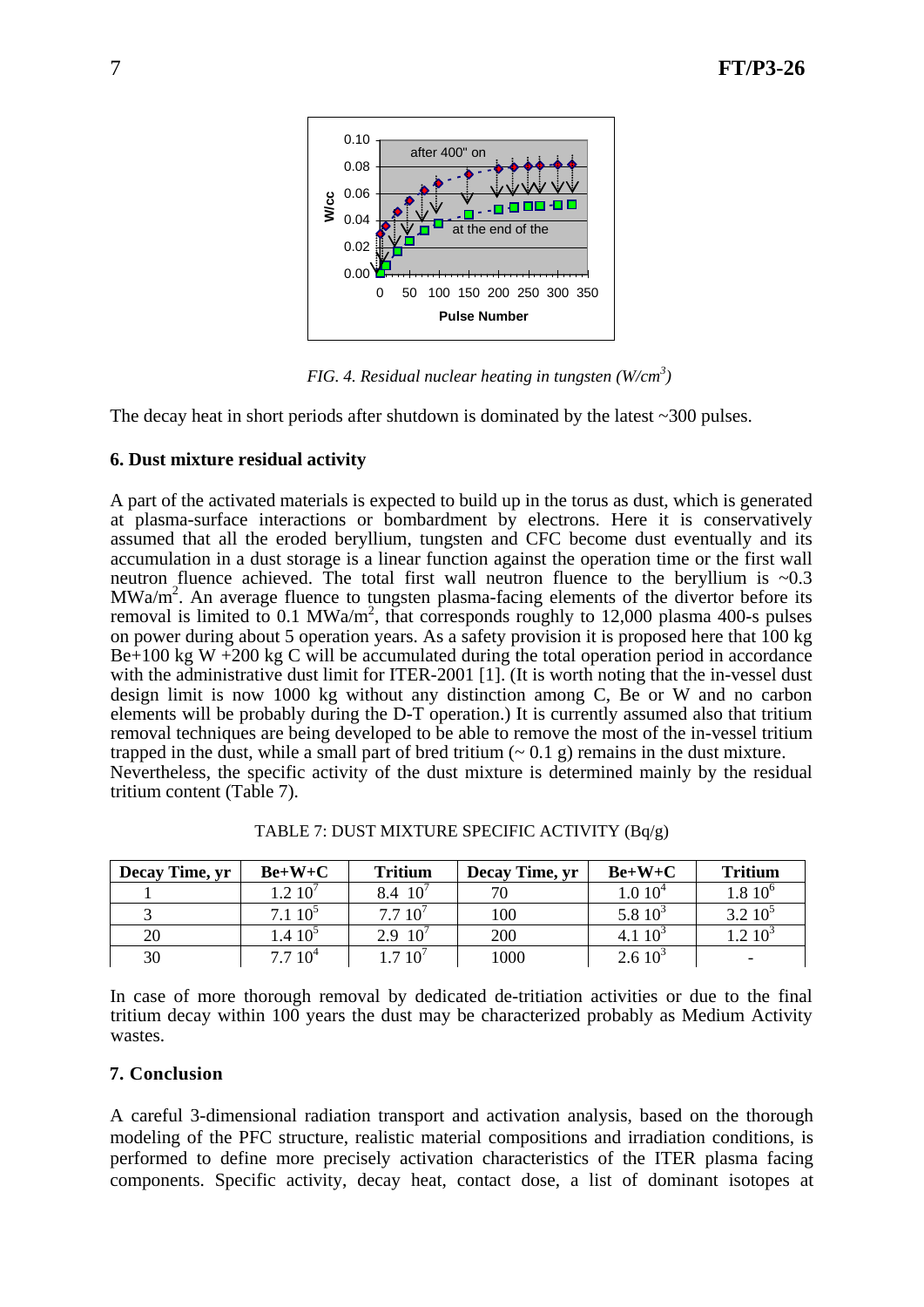FIG. 4. *Residual nuclear heating in tungsten (W/cm³)*

The decay heat in short periods after shutdown is dominated by the latest ~300 pulses.

### 6. Dust mixture residual activity

A part of the activated materials is expected to build up in the torus as dust, which is generated at plasma-surface interactions or bombardment by electrons. Here it is conservatively assumed that all the eroded beryllium, tungsten and CFC become dust eventually and its accumulation in a dust storage is a linear function against the operation time or the first wall neutron fluence achieved. The total first wall neutron fluence to the beryllium is ~0.3 MWa/m². An average fluence to tungsten plasma-facing elements of the divertor before its removal is limited to 0.1 MWa/m², that corresponds roughly to 12,000 plasma 400-s pulses on power during about 5 operation years. As a safety provision it is proposed here that 100 kg Be+100 kg W +200 kg C will be accumulated during the total operation period in accordance with the administrative dust limit for ITER-2001 [1]. (It is worth noting that the in-vessel dust design limit is now 1000 kg without any distinction among C, Be or W and no carbon elements will be probably during the D-T operation.) It is currently assumed also that tritium removal techniques are being developed to be able to remove the most of the in-vessel tritium trapped in the dust, while a small part of bred tritium (~ 0.1 g) remains in the dust mixture.
Nevertheless, the specific activity of the dust mixture is determined mainly by the residual tritium content (Table 7).

TABLE 7: DUST MIXTURE SPECIFIC ACTIVITY (Bq/g)

| Decay Time, yr | Be+W+C | Tritium | Decay Time, yr | Be+W+C | Tritium |
|---|---|---|---|---|---|
| 1 | $1.2\ 10^7$ | $8.4\ 10^7$ | 70 | $1.0\ 10^4$ | $1.8\ 10^6$ |
| 3 | $7.1\ 10^5$ | $7.7\ 10^7$ | 100 | $5.8\ 10^3$ | $3.2\ 10^5$ |
| 20 | $1.4\ 10^5$ | $2.9\ 10^7$ | 200 | $4.1\ 10^3$ | $1.2\ 10^3$ |
| 30 | $7.7\ 10^4$ | $1.7\ 10^7$ | 1000 | $2.6\ 10^3$ | - |

In case of more thorough removal by dedicated de-tritiation activities or due to the final tritium decay within 100 years the dust may be characterized probably as Medium Activity wastes.

### 7. Conclusion

A careful 3-dimensional radiation transport and activation analysis, based on the thorough modeling of the PFC structure, realistic material compositions and irradiation conditions, is performed to define more precisely activation characteristics of the ITER plasma facing components. Specific activity, decay heat, contact dose, a list of dominant isotopes at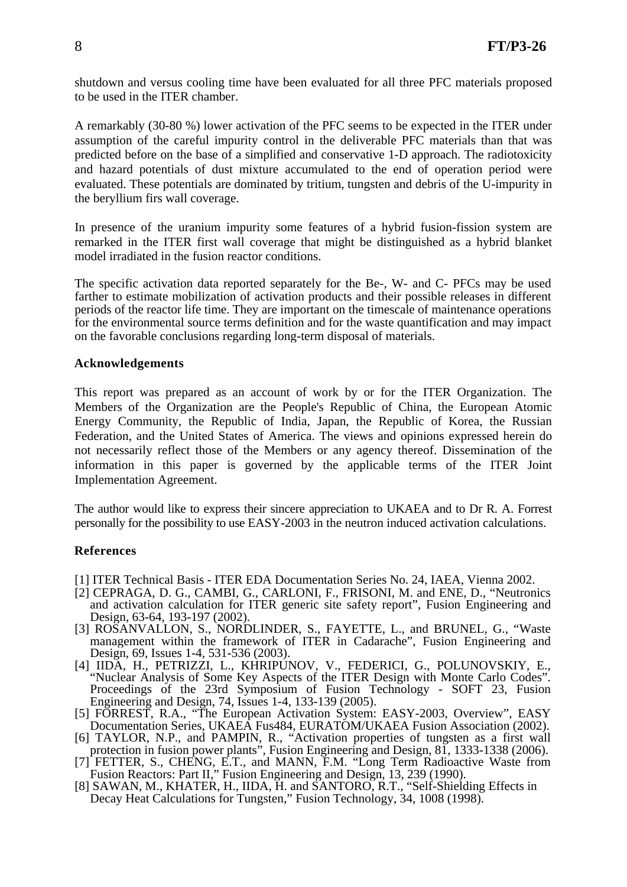shutdown and versus cooling time have been evaluated for all three PFC materials proposed to be used in the ITER chamber.

A remarkably (30-80 %) lower activation of the PFC seems to be expected in the ITER under assumption of the careful impurity control in the deliverable PFC materials than that was predicted before on the base of a simplified and conservative 1-D approach. The radiotoxicity and hazard potentials of dust mixture accumulated to the end of operation period were evaluated. These potentials are dominated by tritium, tungsten and debris of the U-impurity in the beryllium firs wall coverage.

In presence of the uranium impurity some features of a hybrid fusion-fission system are remarked in the ITER first wall coverage that might be distinguished as a hybrid blanket model irradiated in the fusion reactor conditions.

The specific activation data reported separately for the Be-, W- and C- PFCs may be used farther to estimate mobilization of activation products and their possible releases in different periods of the reactor life time. They are important on the timescale of maintenance operations for the environmental source terms definition and for the waste quantification and may impact on the favorable conclusions regarding long-term disposal of materials.

## Acknowledgements

This report was prepared as an account of work by or for the ITER Organization. The Members of the Organization are the People's Republic of China, the European Atomic Energy Community, the Republic of India, Japan, the Republic of Korea, the Russian Federation, and the United States of America. The views and opinions expressed herein do not necessarily reflect those of the Members or any agency thereof. Dissemination of the information in this paper is governed by the applicable terms of the ITER Joint Implementation Agreement.

The author would like to express their sincere appreciation to UKAEA and to Dr R. A. Forrest personally for the possibility to use EASY-2003 in the neutron induced activation calculations.

## References

[1] ITER Technical Basis - ITER EDA Documentation Series No. 24, IAEA, Vienna 2002.

[2] CEPRAGA, D. G., CAMBI, G., CARLONI, F., FRISONI, M. and ENE, D., "Neutronics and activation calculation for ITER generic site safety report", Fusion Engineering and Design, 63-64, 193-197 (2002).

[3] ROSANVALLON, S., NORDLINDER, S., FAYETTE, L., and BRUNEL, G., "Waste management within the framework of ITER in Cadarache", Fusion Engineering and Design, 69, Issues 1-4, 531-536 (2003).

[4] IIDA, H., PETRIZZI, L., KHRIPUNOV, V., FEDERICI, G., POLUNOVSKIY, E., "Nuclear Analysis of Some Key Aspects of the ITER Design with Monte Carlo Codes". Proceedings of the 23rd Symposium of Fusion Technology - SOFT 23, Fusion Engineering and Design, 74, Issues 1-4, 133-139 (2005).

[5] FORREST, R.A., "The European Activation System: EASY-2003, Overview", EASY Documentation Series, UKAEA Fus484, EURATOM/UKAEA Fusion Association (2002).

[6] TAYLOR, N.P., and PAMPIN, R., "Activation properties of tungsten as a first wall protection in fusion power plants", Fusion Engineering and Design, 81, 1333-1338 (2006).

[7] FETTER, S., CHENG, E.T., and MANN, F.M. "Long Term Radioactive Waste from Fusion Reactors: Part II," Fusion Engineering and Design, 13, 239 (1990).

[8] SAWAN, M., KHATER, H., IIDA, H. and SANTORO, R.T., "Self-Shielding Effects in Decay Heat Calculations for Tungsten," Fusion Technology, 34, 1008 (1998).